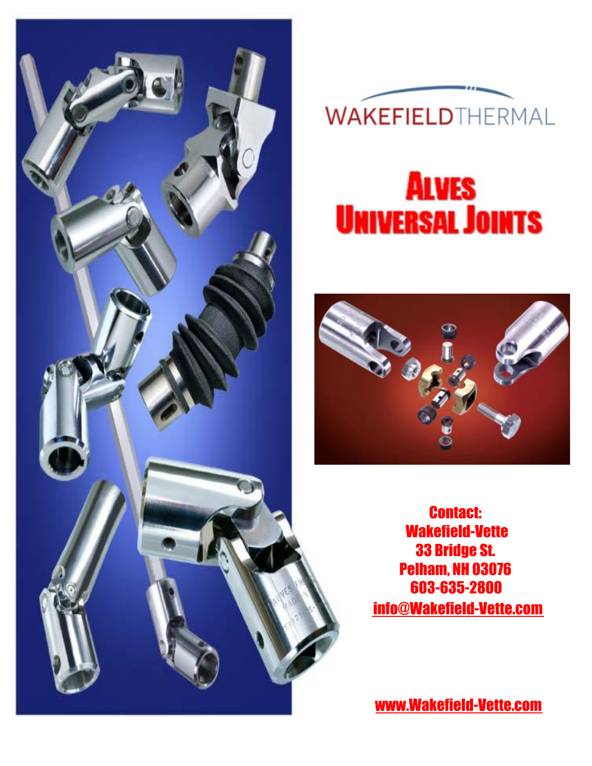WAKEFIELDTHERMAL

# Alves Universal Joints

**Contact:**
**Wakefield-Vette**
**33 Bridge St.**
**Pelham, NH 03076**
**603-635-2800**
**info@Wakefield-Vette.com**

**www.Wakefield-Vette.com**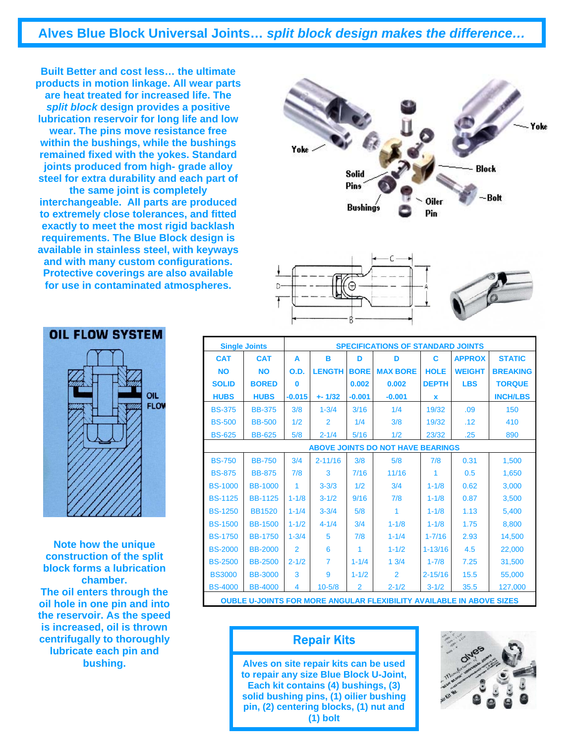# Alves Blue Block Universal Joints… *split block design makes the difference…*

**Built Better and cost less… the ultimate products in motion linkage. All wear parts are heat treated for increased life. The *split block* design provides a positive lubrication reservoir for long life and low wear. The pins move resistance free within the bushings, while the bushings remained fixed with the yokes. Standard joints produced from high- grade alloy steel for extra durability and each part of the same joint is completely interchangeable. All parts are produced to extremely close tolerances, and fitted exactly to meet the most rigid backlash requirements. The Blue Block design is available in stainless steel, with keyways and with many custom configurations. Protective coverings are also available for use in contaminated atmospheres.**

Yoke — Solid Pins — Bushings — Oiler Pin — Block — Bolt — Yoke

## OIL FLOW SYSTEM

OIL FLOW

**Note how the unique construction of the split block forms a lubrication chamber.**
**The oil enters through the oil hole in one pin and into the reservoir. As the speed is increased, oil is thrown centrifugally to thoroughly lubricate each pin and bushing.**

| Single Joints | | SPECIFICATIONS OF STANDARD JOINTS | | | | | | |
|---|---|---|---|---|---|---|---|---|
| CAT NO SOLID HUBS | CAT NO BORED HUBS | A O.D. 0 -0.015 | B LENGTH +- 1/32 | D BORE 0.002 -0.001 | D MAX BORE 0.002 -0.001 | C HOLE DEPTH x | APPROX WEIGHT LBS | STATIC BREAKING TORQUE INCH/LBS |
| BS-375 | BB-375 | 3/8 | 1-3/4 | 3/16 | 1/4 | 19/32 | .09 | 150 |
| BS-500 | BB-500 | 1/2 | 2 | 1/4 | 3/8 | 19/32 | .12 | 410 |
| BS-625 | BB-625 | 5/8 | 2-1/4 | 5/16 | 1/2 | 23/32 | .25 | 890 |
| ABOVE JOINTS DO NOT HAVE BEARINGS | | | | | | | | |
| BS-750 | BB-750 | 3/4 | 2-11/16 | 3/8 | 5/8 | 7/8 | 0.31 | 1,500 |
| BS-875 | BB-875 | 7/8 | 3 | 7/16 | 11/16 | 1 | 0.5 | 1,650 |
| BS-1000 | BB-1000 | 1 | 3-3/3 | 1/2 | 3/4 | 1-1/8 | 0.62 | 3,000 |
| BS-1125 | BB-1125 | 1-1/8 | 3-1/2 | 9/16 | 7/8 | 1-1/8 | 0.87 | 3,500 |
| BS-1250 | BB1520 | 1-1/4 | 3-3/4 | 5/8 | 1 | 1-1/8 | 1.13 | 5,400 |
| BS-1500 | BB-1500 | 1-1/2 | 4-1/4 | 3/4 | 1-1/8 | 1-1/8 | 1.75 | 8,800 |
| BS-1750 | BB-1750 | 1-3/4 | 5 | 7/8 | 1-1/4 | 1-7/16 | 2.93 | 14,500 |
| BS-2000 | BB-2000 | 2 | 6 | 1 | 1-1/2 | 1-13/16 | 4.5 | 22,000 |
| BS-2500 | BB-2500 | 2-1/2 | 7 | 1-1/4 | 1 3/4 | 1-7/8 | 7.25 | 31,500 |
| BS3000 | BB-3000 | 3 | 9 | 1-1/2 | 2 | 2-15/16 | 15.5 | 55,000 |
| BS-4000 | BB-4000 | 4 | 10-5/8 | 2 | 2-1/2 | 3-1/2 | 35.5 | 127,000 |
| OUBLE U-JOINTS FOR MORE ANGULAR FLEXIBILITY AVAILABLE IN ABOVE SIZES | | | | | | | | |

## Repair Kits

**Alves on site repair kits can be used to repair any size Blue Block U-Joint, Each kit contains (4) bushings, (3) solid bushing pins, (1) oilier bushing pin, (2) centering blocks, (1) nut and (1) bolt**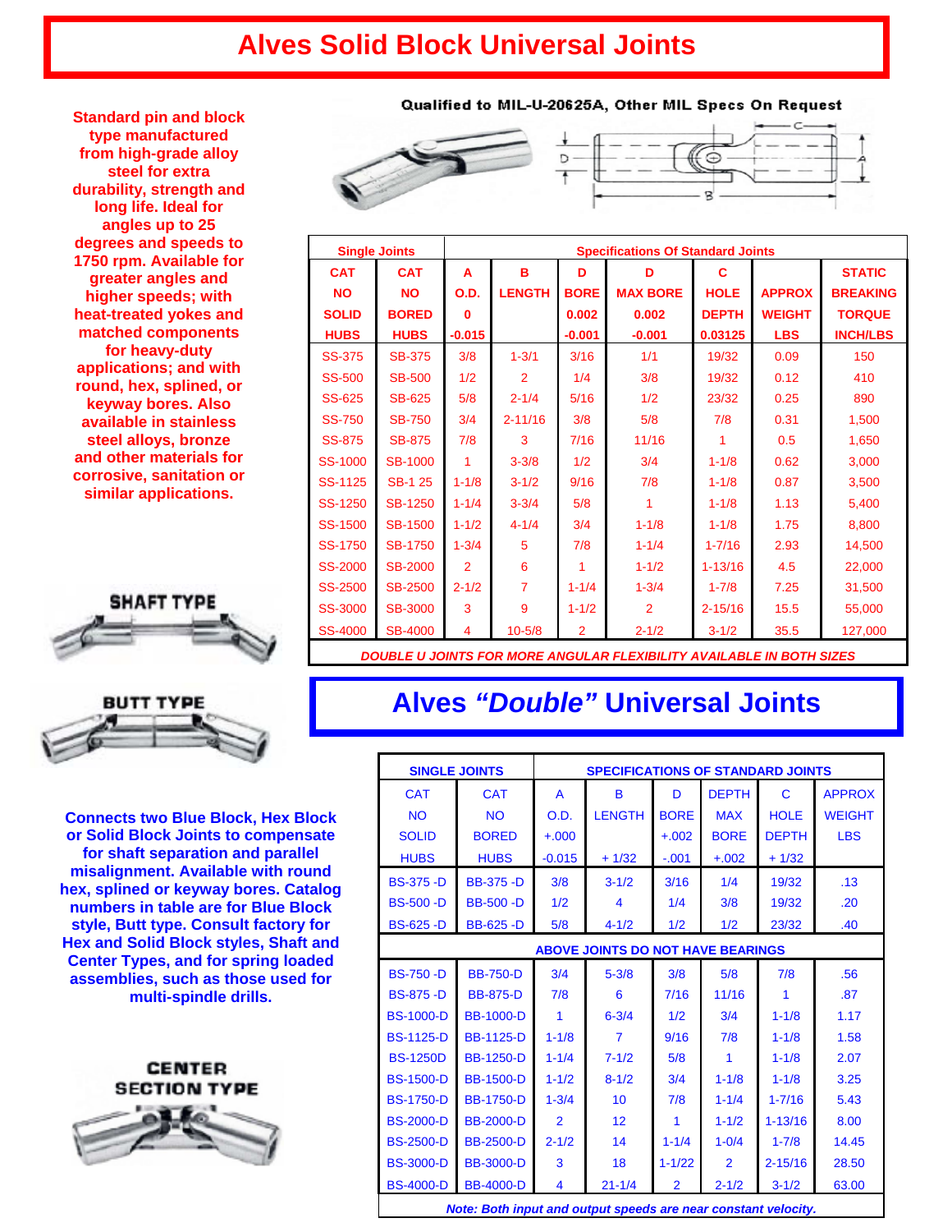# Alves Solid Block Universal Joints

Standard pin and block type manufactured from high-grade alloy steel for extra durability, strength and long life. Ideal for angles up to 25 degrees and speeds to 1750 rpm. Available for greater angles and higher speeds; with heat-treated yokes and matched components for heavy-duty applications; and with round, hex, splined, or keyway bores. Also available in stainless steel alloys, bronze and other materials for corrosive, sanitation or similar applications.

**Qualified to MIL-U-20625A, Other MIL Specs On Request**

| Single Joints | | Specifications Of Standard Joints | | | | | | |
|---|---|---|---|---|---|---|---|---|
| CAT NO SOLID HUBS | CAT NO BORED HUBS | A O.D. 0 -0.015 | B LENGTH | D BORE 0.002 -0.001 | D MAX BORE 0.002 -0.001 | C HOLE DEPTH 0.03125 | APPROX WEIGHT LBS | STATIC BREAKING TORQUE INCH/LBS |
| SS-375 | SB-375 | 3/8 | 1-3/1 | 3/16 | 1/1 | 19/32 | 0.09 | 150 |
| SS-500 | SB-500 | 1/2 | 2 | 1/4 | 3/8 | 19/32 | 0.12 | 410 |
| SS-625 | SB-625 | 5/8 | 2-1/4 | 5/16 | 1/2 | 23/32 | 0.25 | 890 |
| SS-750 | SB-750 | 3/4 | 2-11/16 | 3/8 | 5/8 | 7/8 | 0.31 | 1,500 |
| SS-875 | SB-875 | 7/8 | 3 | 7/16 | 11/16 | 1 | 0.5 | 1,650 |
| SS-1000 | SB-1000 | 1 | 3-3/8 | 1/2 | 3/4 | 1-1/8 | 0.62 | 3,000 |
| SS-1125 | SB-1 25 | 1-1/8 | 3-1/2 | 9/16 | 7/8 | 1-1/8 | 0.87 | 3,500 |
| SS-1250 | SB-1250 | 1-1/4 | 3-3/4 | 5/8 | 1 | 1-1/8 | 1.13 | 5,400 |
| SS-1500 | SB-1500 | 1-1/2 | 4-1/4 | 3/4 | 1-1/8 | 1-1/8 | 1.75 | 8,800 |
| SS-1750 | SB-1750 | 1-3/4 | 5 | 7/8 | 1-1/4 | 1-7/16 | 2.93 | 14,500 |
| SS-2000 | SB-2000 | 2 | 6 | 1 | 1-1/2 | 1-13/16 | 4.5 | 22,000 |
| SS-2500 | SB-2500 | 2-1/2 | 7 | 1-1/4 | 1-3/4 | 1-7/8 | 7.25 | 31,500 |
| SS-3000 | SB-3000 | 3 | 9 | 1-1/2 | 2 | 2-15/16 | 15.5 | 55,000 |
| SS-4000 | SB-4000 | 4 | 10-5/8 | 2 | 2-1/2 | 3-1/2 | 35.5 | 127,000 |

*DOUBLE U JOINTS FOR MORE ANGULAR FLEXIBILITY AVAILABLE IN BOTH SIZES*

**SHAFT TYPE**

**BUTT TYPE**

**CENTER SECTION TYPE**

# Alves *"Double"* Universal Joints

Connects two Blue Block, Hex Block or Solid Block Joints to compensate for shaft separation and parallel misalignment. Available with round hex, splined or keyway bores. Catalog numbers in table are for Blue Block style, Butt type. Consult factory for Hex and Solid Block styles, Shaft and Center Types, and for spring loaded assemblies, such as those used for multi-spindle drills.

| SINGLE JOINTS | | SPECIFICATIONS OF STANDARD JOINTS | | | | | |
|---|---|---|---|---|---|---|---|
| CAT NO SOLID HUBS | CAT NO BORED HUBS | A O.D. +.000 -0.015 | B LENGTH + 1/32 | D BORE +.002 -.001 | DEPTH MAX BORE +.002 | C HOLE DEPTH + 1/32 | APPROX WEIGHT LBS |
| BS-375 -D | BB-375 -D | 3/8 | 3-1/2 | 3/16 | 1/4 | 19/32 | .13 |
| BS-500 -D | BB-500 -D | 1/2 | 4 | 1/4 | 3/8 | 19/32 | .20 |
| BS-625 -D | BB-625 -D | 5/8 | 4-1/2 | 1/2 | 1/2 | 23/32 | .40 |
| ABOVE JOINTS DO NOT HAVE BEARINGS | | | | | | | |
| BS-750 -D | BB-750-D | 3/4 | 5-3/8 | 3/8 | 5/8 | 7/8 | .56 |
| BS-875 -D | BB-875-D | 7/8 | 6 | 7/16 | 11/16 | 1 | .87 |
| BS-1000-D | BB-1000-D | 1 | 6-3/4 | 1/2 | 3/4 | 1-1/8 | 1.17 |
| BS-1125-D | BB-1125-D | 1-1/8 | 7 | 9/16 | 7/8 | 1-1/8 | 1.58 |
| BS-1250D | BB-1250-D | 1-1/4 | 7-1/2 | 5/8 | 1 | 1-1/8 | 2.07 |
| BS-1500-D | BB-1500-D | 1-1/2 | 8-1/2 | 3/4 | 1-1/8 | 1-1/8 | 3.25 |
| BS-1750-D | BB-1750-D | 1-3/4 | 10 | 7/8 | 1-1/4 | 1-7/16 | 5.43 |
| BS-2000-D | BB-2000-D | 2 | 12 | 1 | 1-1/2 | 1-13/16 | 8.00 |
| BS-2500-D | BB-2500-D | 2-1/2 | 14 | 1-1/4 | 1-0/4 | 1-7/8 | 14.45 |
| BS-3000-D | BB-3000-D | 3 | 18 | 1-1/22 | 2 | 2-15/16 | 28.50 |
| BS-4000-D | BB-4000-D | 4 | 21-1/4 | 2 | 2-1/2 | 3-1/2 | 63.00 |

*Note: Both input and output speeds are near constant velocity.*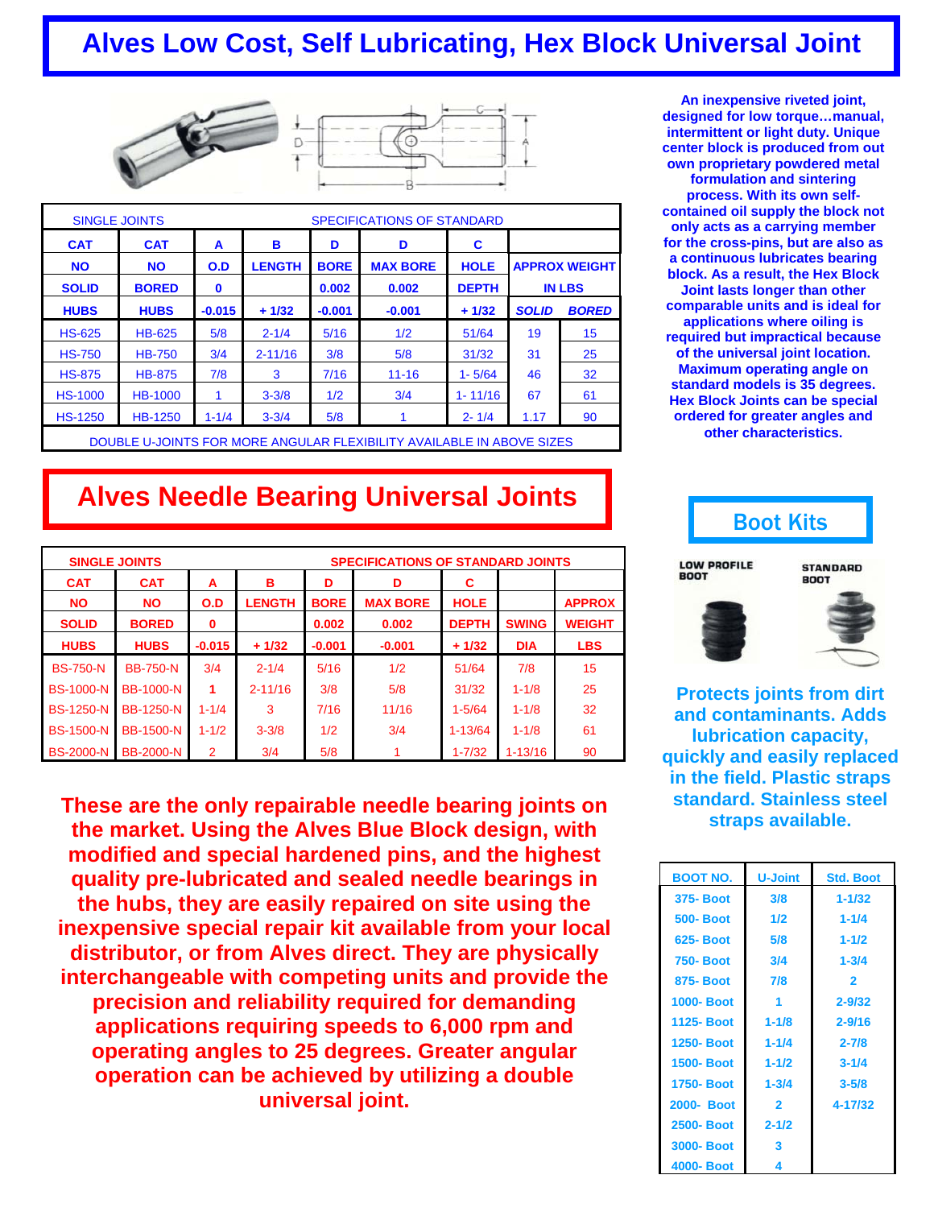# Alves Low Cost, Self Lubricating, Hex Block Universal Joint

| SINGLE JOINTS | | SPECIFICATIONS OF STANDARD | | | | | | |
|---|---|---|---|---|---|---|---|---|
| CAT NO SOLID HUBS | CAT NO BORED HUBS | A O.D 0 -0.015 | B LENGTH + 1/32 | D BORE 0.002 -0.001 | D MAX BORE 0.002 -0.001 | C HOLE DEPTH + 1/32 | APPROX WEIGHT IN LBS SOLID | BORED |
| HS-625 | HB-625 | 5/8 | 2-1/4 | 5/16 | 1/2 | 51/64 | 19 | 15 |
| HS-750 | HB-750 | 3/4 | 2-11/16 | 3/8 | 5/8 | 31/32 | 31 | 25 |
| HS-875 | HB-875 | 7/8 | 3 | 7/16 | 11-16 | 1- 5/64 | 46 | 32 |
| HS-1000 | HB-1000 | 1 | 3-3/8 | 1/2 | 3/4 | 1- 11/16 | 67 | 61 |
| HS-1250 | HB-1250 | 1-1/4 | 3-3/4 | 5/8 | 1 | 2- 1/4 | 1.17 | 90 |

DOUBLE U-JOINTS FOR MORE ANGULAR FLEXIBILITY AVAILABLE IN ABOVE SIZES

**An inexpensive riveted joint, designed for low torque…manual, intermittent or light duty. Unique center block is produced from out own proprietary powdered metal formulation and sintering process. With its own self-contained oil supply the block not only acts as a carrying member for the cross-pins, but are also as a continuous lubricates bearing block. As a result, the Hex Block Joint lasts longer than other comparable units and is ideal for applications where oiling is required but impractical because of the universal joint location. Maximum operating angle on standard models is 35 degrees. Hex Block Joints can be special ordered for greater angles and other characteristics.**

# Alves Needle Bearing Universal Joints

| SINGLE JOINTS | | SPECIFICATIONS OF STANDARD JOINTS | | | | | | |
|---|---|---|---|---|---|---|---|---|
| CAT NO SOLID HUBS | CAT NO BORED HUBS | A O.D 0 -0.015 | B LENGTH + 1/32 | D BORE 0.002 -0.001 | D MAX BORE 0.002 -0.001 | C HOLE DEPTH + 1/32 | SWING DIA | APPROX WEIGHT LBS |
| BS-750-N | BB-750-N | 3/4 | 2-1/4 | 5/16 | 1/2 | 51/64 | 7/8 | 15 |
| BS-1000-N | BB-1000-N | 1 | 2-11/16 | 3/8 | 5/8 | 31/32 | 1-1/8 | 25 |
| BS-1250-N | BB-1250-N | 1-1/4 | 3 | 7/16 | 11/16 | 1-5/64 | 1-1/8 | 32 |
| BS-1500-N | BB-1500-N | 1-1/2 | 3-3/8 | 1/2 | 3/4 | 1-13/64 | 1-1/8 | 61 |
| BS-2000-N | BB-2000-N | 2 | 3/4 | 5/8 | 1 | 1-7/32 | 1-13/16 | 90 |

**These are the only repairable needle bearing joints on the market. Using the Alves Blue Block design, with modified and special hardened pins, and the highest quality pre-lubricated and sealed needle bearings in the hubs, they are easily repaired on site using the inexpensive special repair kit available from your local distributor, or from Alves direct. They are physically interchangeable with competing units and provide the precision and reliability required for demanding applications requiring speeds to 6,000 rpm and operating angles to 25 degrees. Greater angular operation can be achieved by utilizing a double universal joint.**

## Boot Kits

LOW PROFILE BOOT

STANDARD BOOT

**Protects joints from dirt and contaminants. Adds lubrication capacity, quickly and easily replaced in the field. Plastic straps standard. Stainless steel straps available.**

| BOOT NO. | U-Joint | Std. Boot |
|---|---|---|
| 375- Boot | 3/8 | 1-1/32 |
| 500- Boot | 1/2 | 1-1/4 |
| 625- Boot | 5/8 | 1-1/2 |
| 750- Boot | 3/4 | 1-3/4 |
| 875- Boot | 7/8 | 2 |
| 1000- Boot | 1 | 2-9/32 |
| 1125- Boot | 1-1/8 | 2-9/16 |
| 1250- Boot | 1-1/4 | 2-7/8 |
| 1500- Boot | 1-1/2 | 3-1/4 |
| 1750- Boot | 1-3/4 | 3-5/8 |
| 2000- Boot | 2 | 4-17/32 |
| 2500- Boot | 2-1/2 | |
| 3000- Boot | 3 | |
| 4000- Boot | 4 | |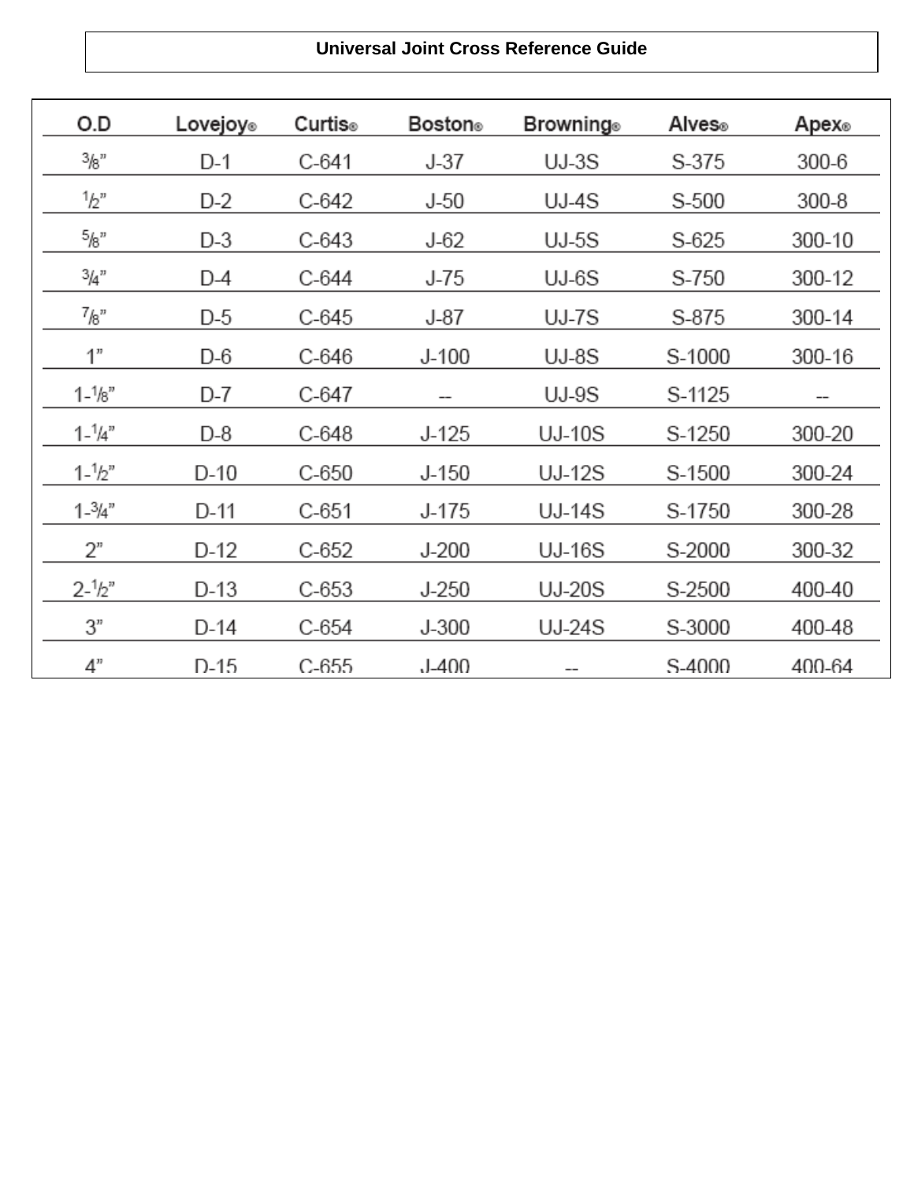# Universal Joint Cross Reference Guide

| O.D | Lovejoy® | Curtis® | Boston® | Browning® | Alves® | Apex® |
|---|---|---|---|---|---|---|
| 3/8” | D-1 | C-641 | J-37 | UJ-3S | S-375 | 300-6 |
| 1/2” | D-2 | C-642 | J-50 | UJ-4S | S-500 | 300-8 |
| 5/8” | D-3 | C-643 | J-62 | UJ-5S | S-625 | 300-10 |
| 3/4” | D-4 | C-644 | J-75 | UJ-6S | S-750 | 300-12 |
| 7/8” | D-5 | C-645 | J-87 | UJ-7S | S-875 | 300-14 |
| 1” | D-6 | C-646 | J-100 | UJ-8S | S-1000 | 300-16 |
| 1-1/8” | D-7 | C-647 | -- | UJ-9S | S-1125 | -- |
| 1-1/4” | D-8 | C-648 | J-125 | UJ-10S | S-1250 | 300-20 |
| 1-1/2” | D-10 | C-650 | J-150 | UJ-12S | S-1500 | 300-24 |
| 1-3/4” | D-11 | C-651 | J-175 | UJ-14S | S-1750 | 300-28 |
| 2” | D-12 | C-652 | J-200 | UJ-16S | S-2000 | 300-32 |
| 2-1/2” | D-13 | C-653 | J-250 | UJ-20S | S-2500 | 400-40 |
| 3” | D-14 | C-654 | J-300 | UJ-24S | S-3000 | 400-48 |
| 4” | D-15 | C-655 | J-400 | -- | S-4000 | 400-64 |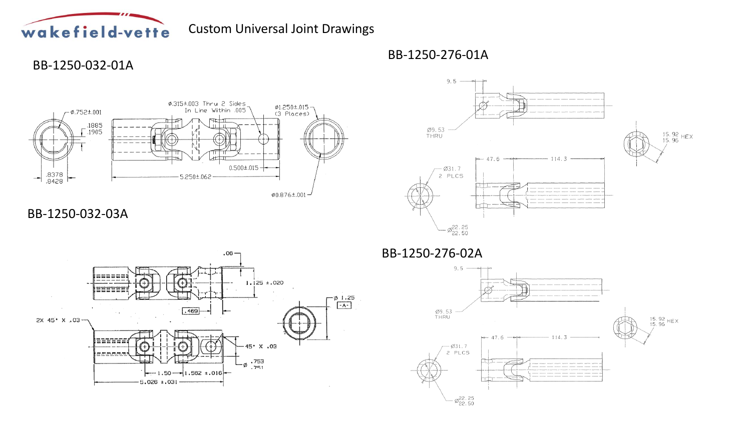# Custom Universal Joint Drawings

## BB-1250-032-01A

Ø.752±.001

.1885
.1905

.8378
.8428

Ø.315±.003 Thru 2 Sides
In Line Within .005

Ø1.250±.015
(3 Places)

0.500±.015

5.250±.062

Ø0.876±.001

## BB-1250-032-03A

.06

1.125 ±.020

.469

Ø 1.25
-A-

2X 45° X .03

45° X .03

Ø .753
.751

1.50

1.562 ±.016

5.026 ±.031

## BB-1250-276-01A

9.5

Ø9.53
THRU

15.92
15.96 HEX

47.6

114.3

Ø31.7
2 PLCS

Ø22.25
22.50

## BB-1250-276-02A

9.5

Ø9.53
THRU

15.92
15.96 HEX

47.6

114.3

Ø31.7
2 PLCS

Ø22.25
22.50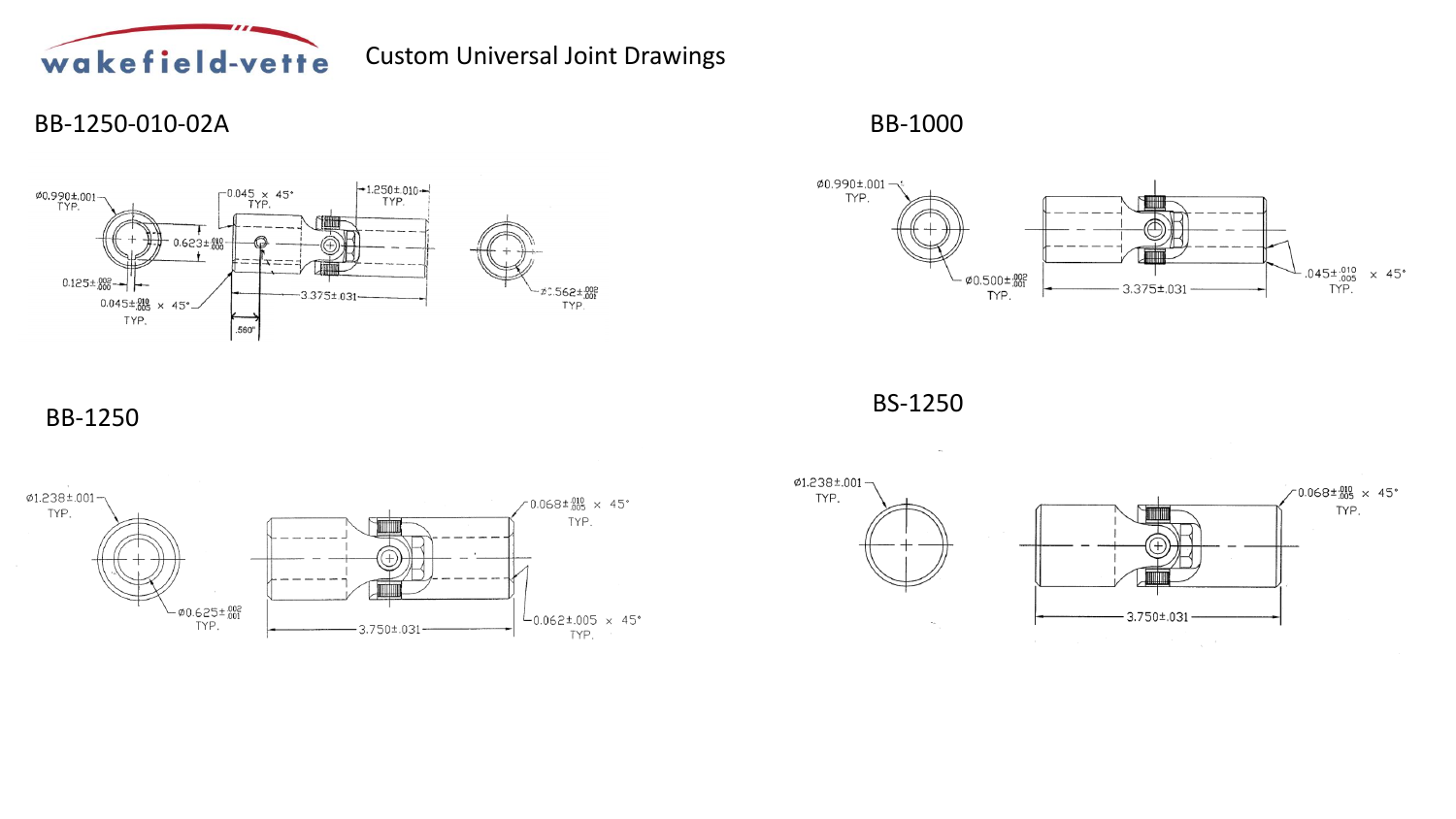# Custom Universal Joint Drawings

## BB-1250-010-02A

Ø0.990±.001 TYP.

0.045 × 45° TYP.

1.250±.010 TYP.

0.623 $^{+.010}_{-.000}$

0.125 $^{+.002}_{-.000}$

0.045 $^{+.010}_{-.005}$ × 45° TYP.

3.375±.031

.560"

Ø0.562 $^{+.002}_{-.001}$ TYP.

## BB-1000

Ø0.990±.001 TYP.

Ø0.500 $^{+.002}_{-.001}$ TYP.

3.375±.031

.045 $^{+.010}_{-.005}$ × 45° TYP.

## BB-1250

Ø1.238±.001 TYP.

Ø0.625 $^{+.002}_{-.001}$ TYP.

3.750±.031

0.068 $^{+.010}_{-.005}$ × 45° TYP.

0.062±.005 × 45° TYP.

## BS-1250

Ø1.238±.001 TYP.

0.068 $^{+.010}_{-.005}$ × 45° TYP.

3.750±.031